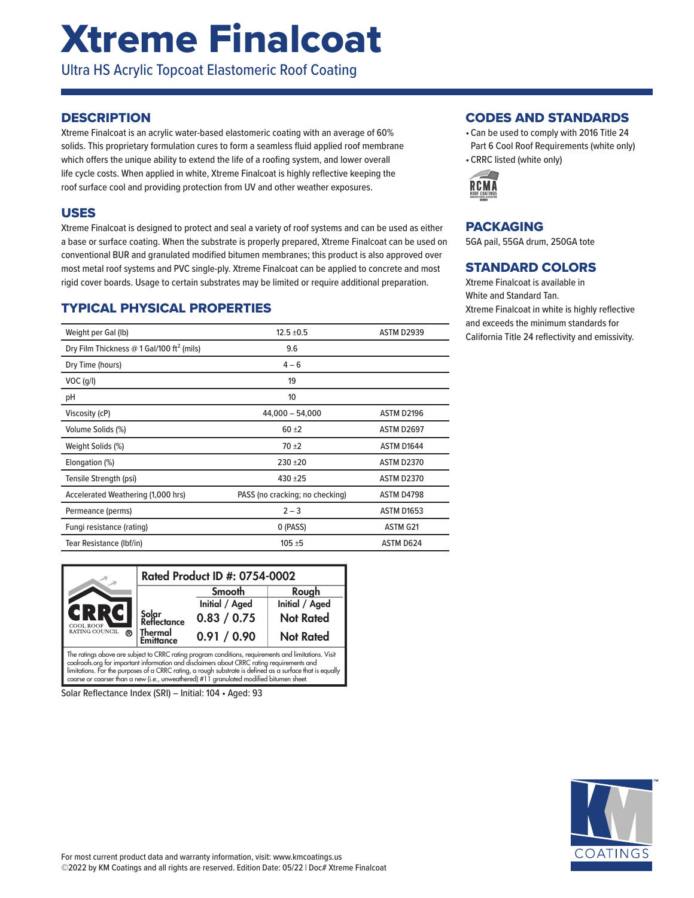# Xtreme Finalcoat

Ultra HS Acrylic Topcoat Elastomeric Roof Coating

## DESCRIPTION

Xtreme Finalcoat is an acrylic water-based elastomeric coating with an average of 60% solids. This proprietary formulation cures to form a seamless fluid applied roof membrane which offers the unique ability to extend the life of a roofing system, and lower overall life cycle costs. When applied in white, Xtreme Finalcoat is highly reflective keeping the roof surface cool and providing protection from UV and other weather exposures.

## USES

Xtreme Finalcoat is designed to protect and seal a variety of roof systems and can be used as either a base or surface coating. When the substrate is properly prepared, Xtreme Finalcoat can be used on conventional BUR and granulated modified bitumen membranes; this product is also approved over most metal roof systems and PVC single-ply. Xtreme Finalcoat can be applied to concrete and most rigid cover boards. Usage to certain substrates may be limited or require additional preparation.

## TYPICAL PHYSICAL PROPERTIES

| Property | Value | Test Method |
|---|---|---|
| Weight per Gal (lb) | 12.5 ±0.5 | ASTM D2939 |
| Dry Film Thickness @ 1 Gal/100 ft$^2$ (mils) | 9.6 | |
| Dry Time (hours) | 4 – 6 | |
| VOC (g/l) | 19 | |
| pH | 10 | |
| Viscosity (cP) | 44,000 – 54,000 | ASTM D2196 |
| Volume Solids (%) | 60 ±2 | ASTM D2697 |
| Weight Solids (%) | 70 ±2 | ASTM D1644 |
| Elongation (%) | 230 ±20 | ASTM D2370 |
| Tensile Strength (psi) | 430 ±25 | ASTM D2370 |
| Accelerated Weathering (1,000 hrs) | PASS (no cracking; no checking) | ASTM D4798 |
| Permeance (perms) | 2 – 3 | ASTM D1653 |
| Fungi resistance (rating) | 0 (PASS) | ASTM G21 |
| Tear Resistance (lbf/in) | 105 ±5 | ASTM D624 |

**CRRC — Cool Roof Rating Council — Rated Product ID #: 0754-0002**

| | Smooth | Rough |
|---|---|---|
| | Initial / Aged | Initial / Aged |
| Solar Reflectance | 0.83 / 0.75 | Not Rated |
| Thermal Emittance | 0.91 / 0.90 | Not Rated |

The ratings above are subject to CRRC rating program conditions, requirements and limitations. Visit coolroofs.org for important information and disclaimers about CRRC rating requirements and limitations. For the purposes of a CRRC rating, a rough substrate is defined as a surface that is equally coarse or coarser than a new (i.e., unweathered) #11 granulated modified bitumen sheet.

Solar Reflectance Index (SRI) – Initial: 104 • Aged: 93

## CODES AND STANDARDS

- Can be used to comply with 2016 Title 24 Part 6 Cool Roof Requirements (white only)
- CRRC listed (white only)

RCMA Roof Coatings Manufacturers Association Member

## PACKAGING

5GA pail, 55GA drum, 250GA tote

## STANDARD COLORS

Xtreme Finalcoat is available in White and Standard Tan.

Xtreme Finalcoat in white is highly reflective and exceeds the minimum standards for California Title 24 reflectivity and emissivity.

For most current product data and warranty information, visit: www.kmcoatings.us

©2022 by KM Coatings and all rights are reserved. Edition Date: 05/22 | Doc# Xtreme Finalcoat

KM COATINGS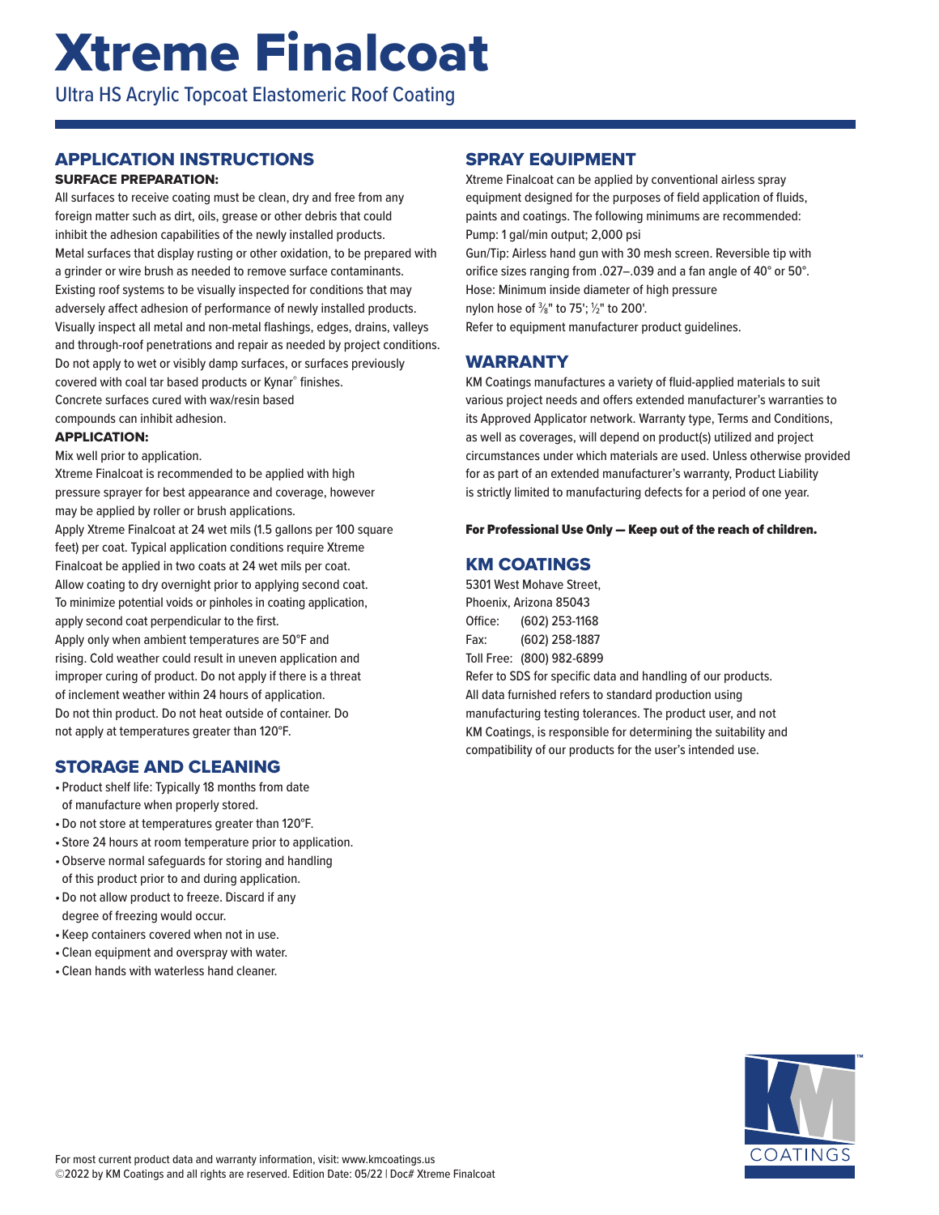# Xtreme Finalcoat

Ultra HS Acrylic Topcoat Elastomeric Roof Coating

## APPLICATION INSTRUCTIONS

### SURFACE PREPARATION:

All surfaces to receive coating must be clean, dry and free from any foreign matter such as dirt, oils, grease or other debris that could inhibit the adhesion capabilities of the newly installed products. Metal surfaces that display rusting or other oxidation, to be prepared with a grinder or wire brush as needed to remove surface contaminants. Existing roof systems to be visually inspected for conditions that may adversely affect adhesion of performance of newly installed products. Visually inspect all metal and non-metal flashings, edges, drains, valleys and through-roof penetrations and repair as needed by project conditions. Do not apply to wet or visibly damp surfaces, or surfaces previously covered with coal tar based products or Kynar® finishes. Concrete surfaces cured with wax/resin based compounds can inhibit adhesion.

### APPLICATION:

Mix well prior to application.
Xtreme Finalcoat is recommended to be applied with high pressure sprayer for best appearance and coverage, however may be applied by roller or brush applications.
Apply Xtreme Finalcoat at 24 wet mils (1.5 gallons per 100 square feet) per coat. Typical application conditions require Xtreme Finalcoat be applied in two coats at 24 wet mils per coat. Allow coating to dry overnight prior to applying second coat. To minimize potential voids or pinholes in coating application, apply second coat perpendicular to the first.
Apply only when ambient temperatures are 50°F and rising. Cold weather could result in uneven application and improper curing of product. Do not apply if there is a threat of inclement weather within 24 hours of application.
Do not thin product. Do not heat outside of container. Do not apply at temperatures greater than 120°F.

## STORAGE AND CLEANING

- Product shelf life: Typically 18 months from date of manufacture when properly stored.
- Do not store at temperatures greater than 120°F.
- Store 24 hours at room temperature prior to application.
- Observe normal safeguards for storing and handling of this product prior to and during application.
- Do not allow product to freeze. Discard if any degree of freezing would occur.
- Keep containers covered when not in use.
- Clean equipment and overspray with water.
- Clean hands with waterless hand cleaner.

## SPRAY EQUIPMENT

Xtreme Finalcoat can be applied by conventional airless spray equipment designed for the purposes of field application of fluids, paints and coatings. The following minimums are recommended:
Pump: 1 gal/min output; 2,000 psi
Gun/Tip: Airless hand gun with 30 mesh screen. Reversible tip with orifice sizes ranging from .027–.039 and a fan angle of 40° or 50°.
Hose: Minimum inside diameter of high pressure nylon hose of ⅜" to 75'; ½" to 200'.
Refer to equipment manufacturer product guidelines.

## WARRANTY

KM Coatings manufactures a variety of fluid-applied materials to suit various project needs and offers extended manufacturer's warranties to its Approved Applicator network. Warranty type, Terms and Conditions, as well as coverages, will depend on product(s) utilized and project circumstances under which materials are used. Unless otherwise provided for as part of an extended manufacturer's warranty, Product Liability is strictly limited to manufacturing defects for a period of one year.

**For Professional Use Only — Keep out of the reach of children.**

## KM COATINGS

5301 West Mohave Street,
Phoenix, Arizona 85043
Office: (602) 253-1168
Fax: (602) 258-1887
Toll Free: (800) 982-6899
Refer to SDS for specific data and handling of our products. All data furnished refers to standard production using manufacturing testing tolerances. The product user, and not KM Coatings, is responsible for determining the suitability and compatibility of our products for the user's intended use.

KM COATINGS

For most current product data and warranty information, visit: www.kmcoatings.us
©2022 by KM Coatings and all rights are reserved. Edition Date: 05/22 | Doc# Xtreme Finalcoat